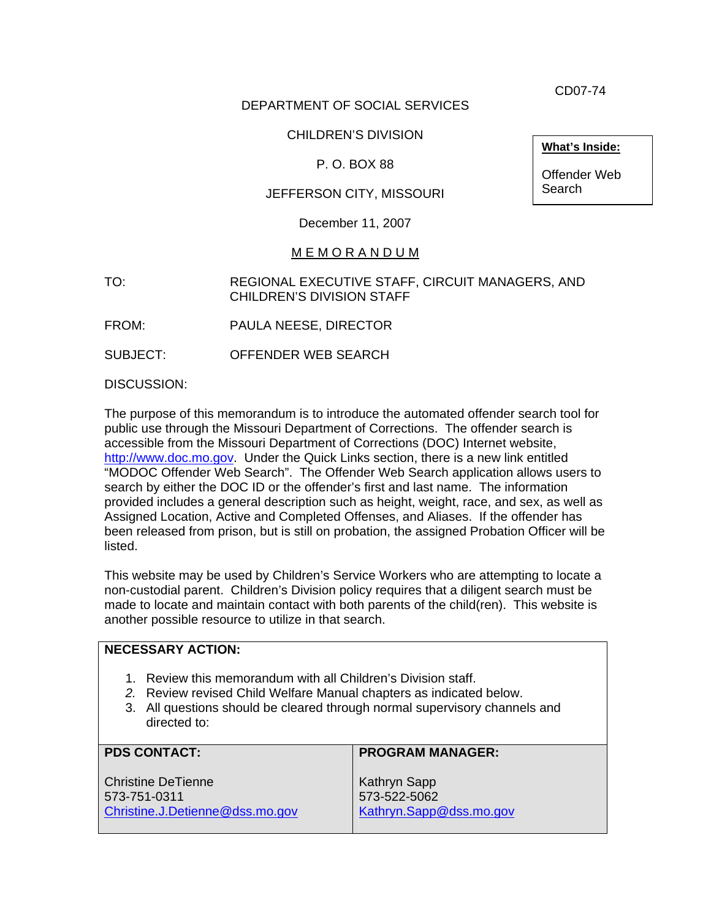CD07-74

DEPARTMENT OF SOCIAL SERVICES

CHILDREN'S DIVISION

P. O. BOX 88

JEFFERSON CITY, MISSOURI

December 11, 2007

**What's Inside:**

Offender Web Search

# M E M O R A N D U M

TO: REGIONAL EXECUTIVE STAFF, CIRCUIT MANAGERS, AND CHILDREN'S DIVISION STAFF

FROM: PAULA NEESE, DIRECTOR

SUBJECT: OFFENDER WEB SEARCH

DISCUSSION:

The purpose of this memorandum is to introduce the automated offender search tool for public use through the Missouri Department of Corrections. The offender search is accessible from the Missouri Department of Corrections (DOC) Internet website, http://www.doc.mo.gov. Under the Quick Links section, there is a new link entitled "MODOC Offender Web Search". The Offender Web Search application allows users to search by either the DOC ID or the offender's first and last name. The information provided includes a general description such as height, weight, race, and sex, as well as Assigned Location, Active and Completed Offenses, and Aliases. If the offender has been released from prison, but is still on probation, the assigned Probation Officer will be listed.

This website may be used by Children's Service Workers who are attempting to locate a non-custodial parent. Children's Division policy requires that a diligent search must be made to locate and maintain contact with both parents of the child(ren). This website is another possible resource to utilize in that search.

**NECESSARY ACTION:**

1. Review this memorandum with all Children's Division staff.
2. Review revised Child Welfare Manual chapters as indicated below.
3. All questions should be cleared through normal supervisory channels and directed to:

| PDS CONTACT: | PROGRAM MANAGER: |
|---|---|
| Christine DeTienne<br>573-751-0311<br>Christine.J.Detienne@dss.mo.gov | Kathryn Sapp<br>573-522-5062<br>Kathryn.Sapp@dss.mo.gov |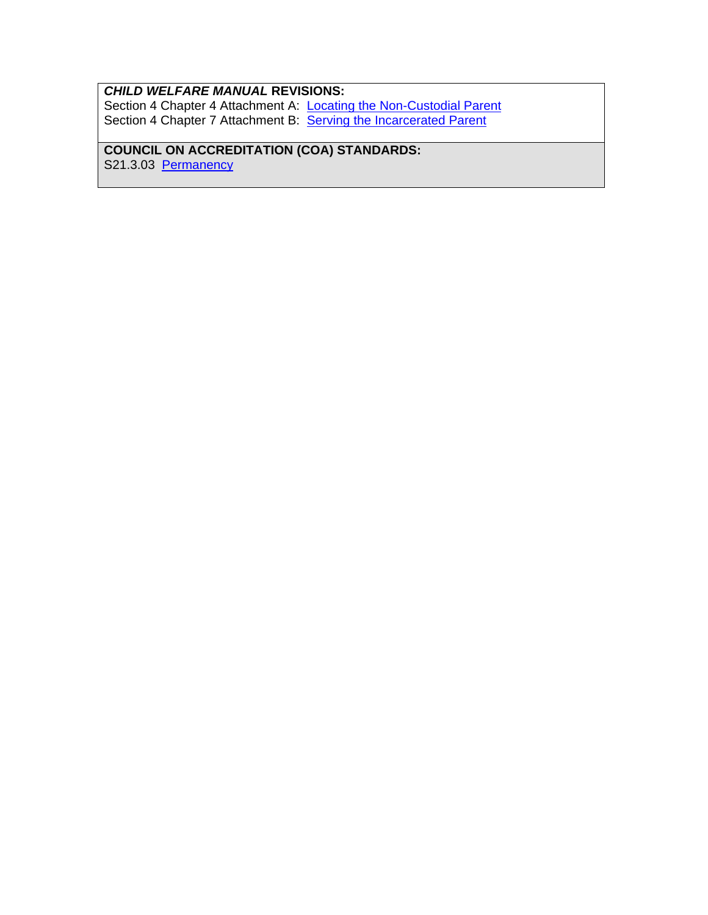***CHILD WELFARE MANUAL* REVISIONS:**
Section 4 Chapter 4 Attachment A: Locating the Non-Custodial Parent
Section 4 Chapter 7 Attachment B: Serving the Incarcerated Parent

**COUNCIL ON ACCREDITATION (COA) STANDARDS:**
S21.3.03 Permanency